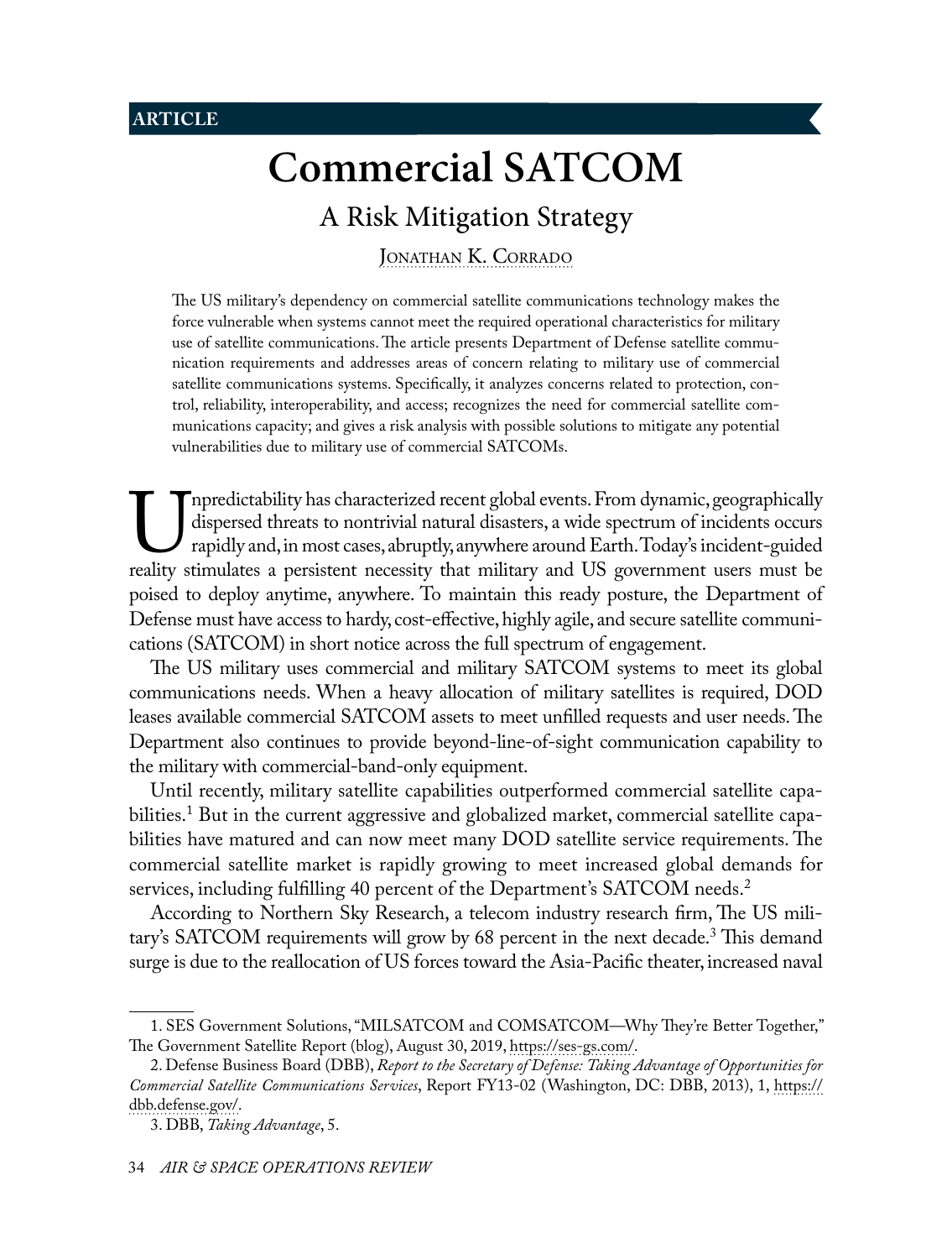ARTICLE

# Commercial SATCOM

## A Risk Mitigation Strategy

Jonathan K. Corrado

The US military's dependency on commercial satellite communications technology makes the force vulnerable when systems cannot meet the required operational characteristics for military use of satellite communications. The article presents Department of Defense satellite communication requirements and addresses areas of concern relating to military use of commercial satellite communications systems. Specifically, it analyzes concerns related to protection, control, reliability, interoperability, and access; recognizes the need for commercial satellite communications capacity; and gives a risk analysis with possible solutions to mitigate any potential vulnerabilities due to military use of commercial SATCOMs.

Unpredictability has characterized recent global events. From dynamic, geographically dispersed threats to nontrivial natural disasters, a wide spectrum of incidents occurs rapidly and, in most cases, abruptly, anywhere around Earth. Today's incident-guided reality stimulates a persistent necessity that military and US government users must be poised to deploy anytime, anywhere. To maintain this ready posture, the Department of Defense must have access to hardy, cost-effective, highly agile, and secure satellite communications (SATCOM) in short notice across the full spectrum of engagement.

The US military uses commercial and military SATCOM systems to meet its global communications needs. When a heavy allocation of military satellites is required, DOD leases available commercial SATCOM assets to meet unfilled requests and user needs. The Department also continues to provide beyond-line-of-sight communication capability to the military with commercial-band-only equipment.

Until recently, military satellite capabilities outperformed commercial satellite capabilities.[1] But in the current aggressive and globalized market, commercial satellite capabilities have matured and can now meet many DOD satellite service requirements. The commercial satellite market is rapidly growing to meet increased global demands for services, including fulfilling 40 percent of the Department's SATCOM needs.[2]

According to Northern Sky Research, a telecom industry research firm, The US military's SATCOM requirements will grow by 68 percent in the next decade.[3] This demand surge is due to the reallocation of US forces toward the Asia-Pacific theater, increased naval

1. SES Government Solutions, "MILSATCOM and COMSATCOM—Why They're Better Together," The Government Satellite Report (blog), August 30, 2019, https://ses-gs.com/.

2. Defense Business Board (DBB), *Report to the Secretary of Defense: Taking Advantage of Opportunities for Commercial Satellite Communications Services*, Report FY13-02 (Washington, DC: DBB, 2013), 1, https://dbb.defense.gov/.

3. DBB, *Taking Advantage*, 5.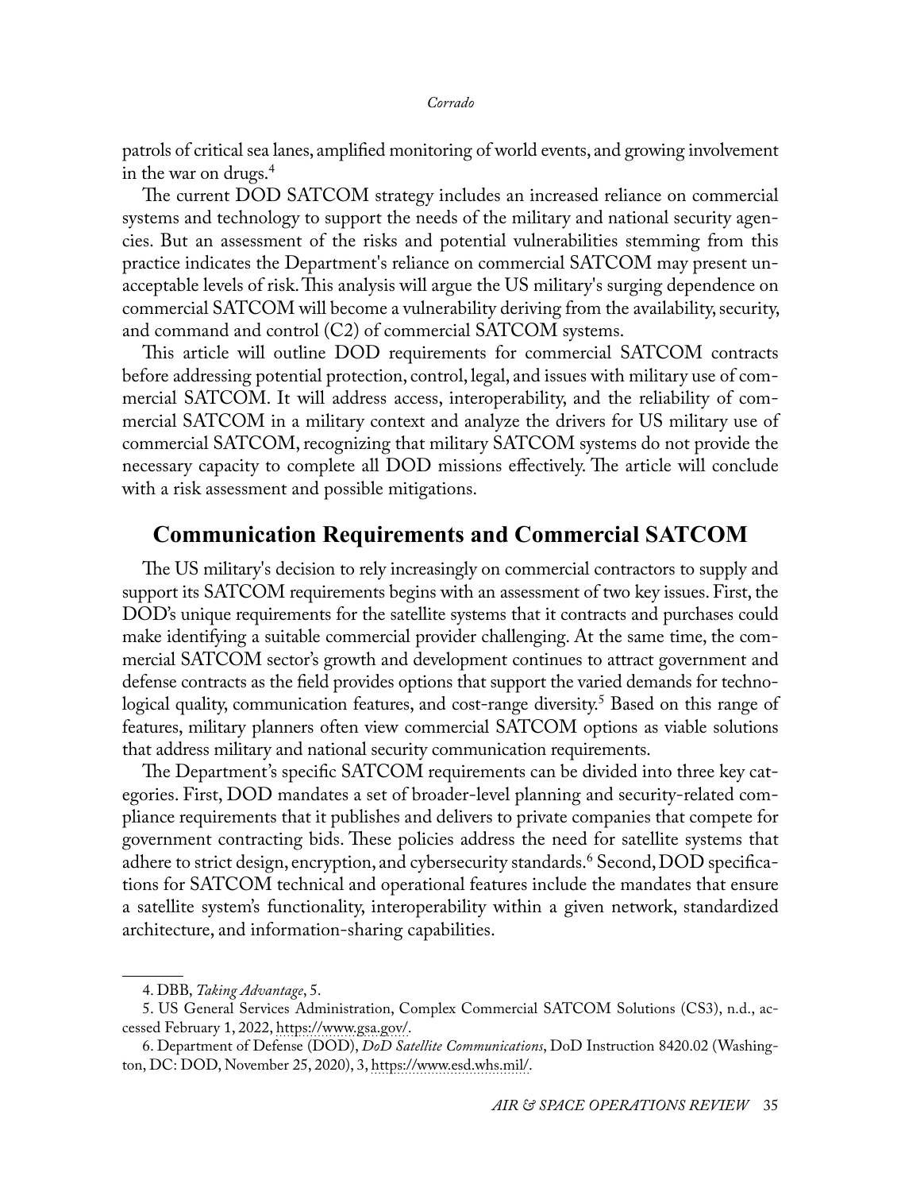patrols of critical sea lanes, amplified monitoring of world events, and growing involvement in the war on drugs.[4]

The current DOD SATCOM strategy includes an increased reliance on commercial systems and technology to support the needs of the military and national security agencies. But an assessment of the risks and potential vulnerabilities stemming from this practice indicates the Department's reliance on commercial SATCOM may present unacceptable levels of risk. This analysis will argue the US military's surging dependence on commercial SATCOM will become a vulnerability deriving from the availability, security, and command and control (C2) of commercial SATCOM systems.

This article will outline DOD requirements for commercial SATCOM contracts before addressing potential protection, control, legal, and issues with military use of commercial SATCOM. It will address access, interoperability, and the reliability of commercial SATCOM in a military context and analyze the drivers for US military use of commercial SATCOM, recognizing that military SATCOM systems do not provide the necessary capacity to complete all DOD missions effectively. The article will conclude with a risk assessment and possible mitigations.

## Communication Requirements and Commercial SATCOM

The US military's decision to rely increasingly on commercial contractors to supply and support its SATCOM requirements begins with an assessment of two key issues. First, the DOD's unique requirements for the satellite systems that it contracts and purchases could make identifying a suitable commercial provider challenging. At the same time, the commercial SATCOM sector's growth and development continues to attract government and defense contracts as the field provides options that support the varied demands for technological quality, communication features, and cost-range diversity.[5] Based on this range of features, military planners often view commercial SATCOM options as viable solutions that address military and national security communication requirements.

The Department's specific SATCOM requirements can be divided into three key categories. First, DOD mandates a set of broader-level planning and security-related compliance requirements that it publishes and delivers to private companies that compete for government contracting bids. These policies address the need for satellite systems that adhere to strict design, encryption, and cybersecurity standards.[6] Second, DOD specifications for SATCOM technical and operational features include the mandates that ensure a satellite system's functionality, interoperability within a given network, standardized architecture, and information-sharing capabilities.

---

4. DBB, *Taking Advantage*, 5.

5. US General Services Administration, Complex Commercial SATCOM Solutions (CS3), n.d., accessed February 1, 2022, https://www.gsa.gov/.

6. Department of Defense (DOD), *DoD Satellite Communications*, DoD Instruction 8420.02 (Washington, DC: DOD, November 25, 2020), 3, https://www.esd.whs.mil/.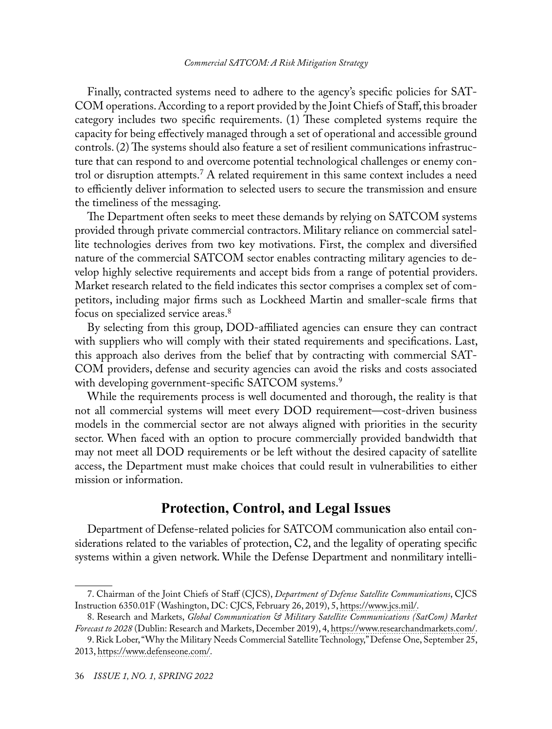Finally, contracted systems need to adhere to the agency's specific policies for SATCOM operations. According to a report provided by the Joint Chiefs of Staff, this broader category includes two specific requirements. (1) These completed systems require the capacity for being effectively managed through a set of operational and accessible ground controls. (2) The systems should also feature a set of resilient communications infrastructure that can respond to and overcome potential technological challenges or enemy control or disruption attempts.[7] A related requirement in this same context includes a need to efficiently deliver information to selected users to secure the transmission and ensure the timeliness of the messaging.

The Department often seeks to meet these demands by relying on SATCOM systems provided through private commercial contractors. Military reliance on commercial satellite technologies derives from two key motivations. First, the complex and diversified nature of the commercial SATCOM sector enables contracting military agencies to develop highly selective requirements and accept bids from a range of potential providers. Market research related to the field indicates this sector comprises a complex set of competitors, including major firms such as Lockheed Martin and smaller-scale firms that focus on specialized service areas.[8]

By selecting from this group, DOD-affiliated agencies can ensure they can contract with suppliers who will comply with their stated requirements and specifications. Last, this approach also derives from the belief that by contracting with commercial SATCOM providers, defense and security agencies can avoid the risks and costs associated with developing government-specific SATCOM systems.[9]

While the requirements process is well documented and thorough, the reality is that not all commercial systems will meet every DOD requirement—cost-driven business models in the commercial sector are not always aligned with priorities in the security sector. When faced with an option to procure commercially provided bandwidth that may not meet all DOD requirements or be left without the desired capacity of satellite access, the Department must make choices that could result in vulnerabilities to either mission or information.

## Protection, Control, and Legal Issues

Department of Defense-related policies for SATCOM communication also entail considerations related to the variables of protection, C2, and the legality of operating specific systems within a given network. While the Defense Department and nonmilitary intelli-

---

7. Chairman of the Joint Chiefs of Staff (CJCS), *Department of Defense Satellite Communications*, CJCS Instruction 6350.01F (Washington, DC: CJCS, February 26, 2019), 5, https://www.jcs.mil/.

8. Research and Markets, *Global Communication & Military Satellite Communications (SatCom) Market Forecast to 2028* (Dublin: Research and Markets, December 2019), 4, https://www.researchandmarkets.com/.

9. Rick Lober, "Why the Military Needs Commercial Satellite Technology," Defense One, September 25, 2013, https://www.defenseone.com/.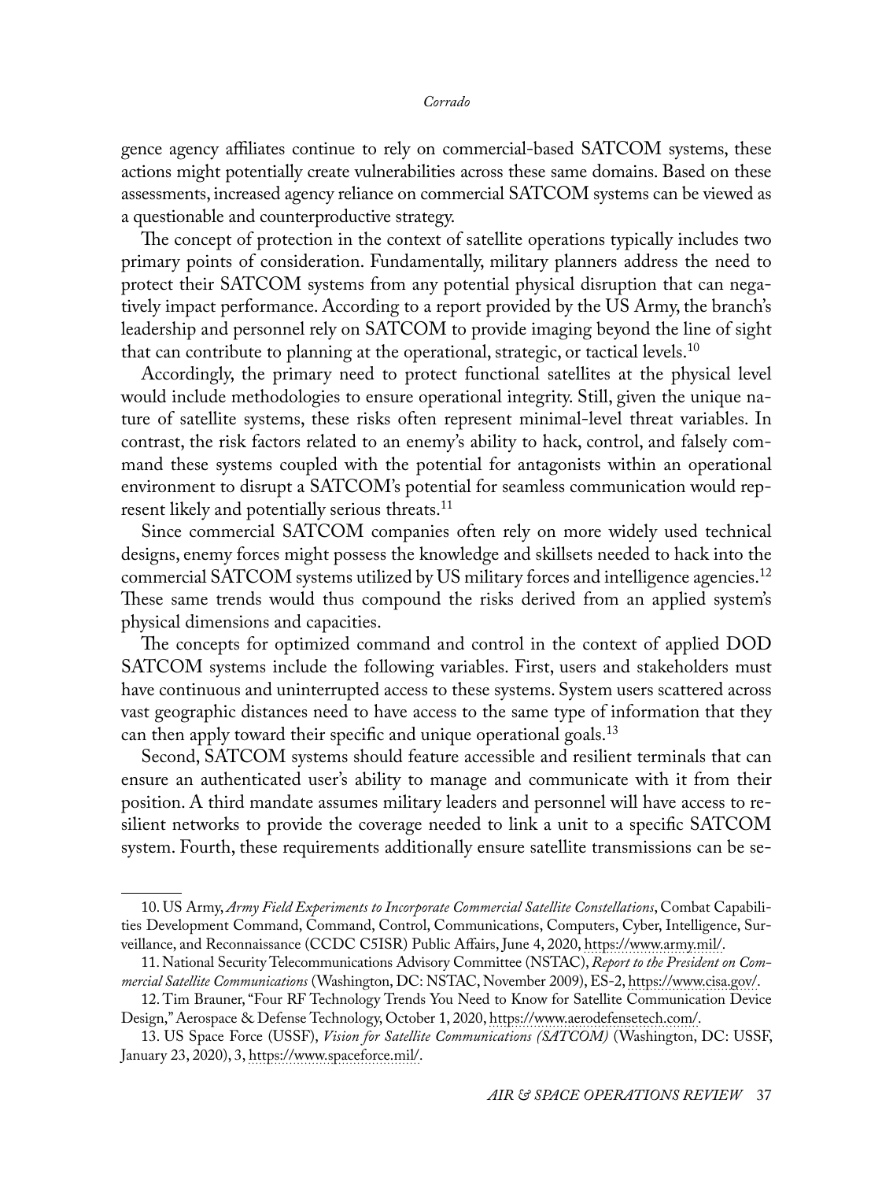gence agency affiliates continue to rely on commercial-based SATCOM systems, these actions might potentially create vulnerabilities across these same domains. Based on these assessments, increased agency reliance on commercial SATCOM systems can be viewed as a questionable and counterproductive strategy.

The concept of protection in the context of satellite operations typically includes two primary points of consideration. Fundamentally, military planners address the need to protect their SATCOM systems from any potential physical disruption that can negatively impact performance. According to a report provided by the US Army, the branch's leadership and personnel rely on SATCOM to provide imaging beyond the line of sight that can contribute to planning at the operational, strategic, or tactical levels.[10]

Accordingly, the primary need to protect functional satellites at the physical level would include methodologies to ensure operational integrity. Still, given the unique nature of satellite systems, these risks often represent minimal-level threat variables. In contrast, the risk factors related to an enemy's ability to hack, control, and falsely command these systems coupled with the potential for antagonists within an operational environment to disrupt a SATCOM's potential for seamless communication would represent likely and potentially serious threats.[11]

Since commercial SATCOM companies often rely on more widely used technical designs, enemy forces might possess the knowledge and skillsets needed to hack into the commercial SATCOM systems utilized by US military forces and intelligence agencies.[12] These same trends would thus compound the risks derived from an applied system's physical dimensions and capacities.

The concepts for optimized command and control in the context of applied DOD SATCOM systems include the following variables. First, users and stakeholders must have continuous and uninterrupted access to these systems. System users scattered across vast geographic distances need to have access to the same type of information that they can then apply toward their specific and unique operational goals.[13]

Second, SATCOM systems should feature accessible and resilient terminals that can ensure an authenticated user's ability to manage and communicate with it from their position. A third mandate assumes military leaders and personnel will have access to resilient networks to provide the coverage needed to link a unit to a specific SATCOM system. Fourth, these requirements additionally ensure satellite transmissions can be se-

---

10. US Army, *Army Field Experiments to Incorporate Commercial Satellite Constellations*, Combat Capabilities Development Command, Command, Control, Communications, Computers, Cyber, Intelligence, Surveillance, and Reconnaissance (CCDC C5ISR) Public Affairs, June 4, 2020, https://www.army.mil/.

11. National Security Telecommunications Advisory Committee (NSTAC), *Report to the President on Commercial Satellite Communications* (Washington, DC: NSTAC, November 2009), ES-2, https://www.cisa.gov/.

12. Tim Brauner, "Four RF Technology Trends You Need to Know for Satellite Communication Device Design," Aerospace & Defense Technology, October 1, 2020, https://www.aerodefensetech.com/.

13. US Space Force (USSF), *Vision for Satellite Communications (SATCOM)* (Washington, DC: USSF, January 23, 2020), 3, https://www.spaceforce.mil/.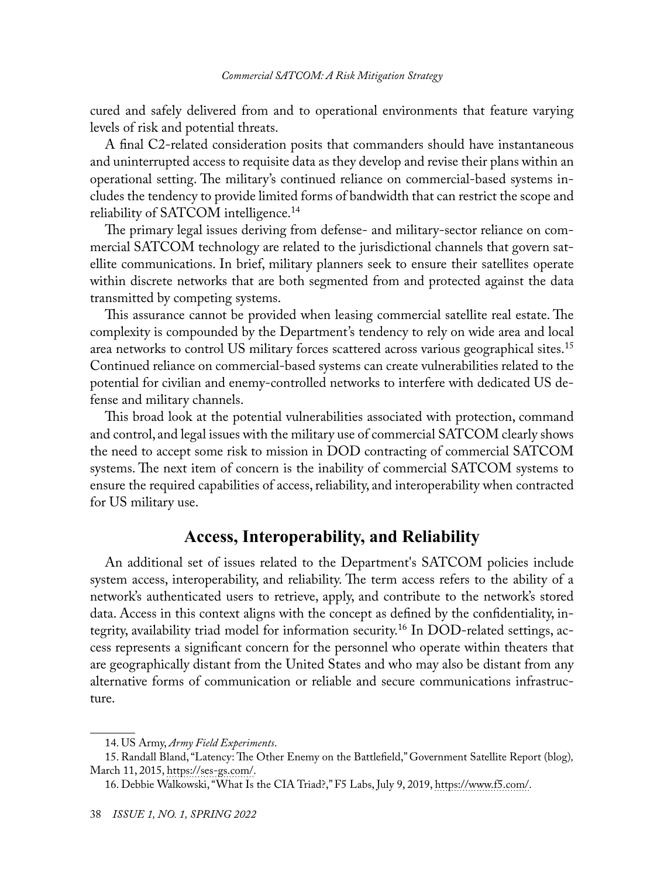cured and safely delivered from and to operational environments that feature varying levels of risk and potential threats.

A final C2-related consideration posits that commanders should have instantaneous and uninterrupted access to requisite data as they develop and revise their plans within an operational setting. The military's continued reliance on commercial-based systems includes the tendency to provide limited forms of bandwidth that can restrict the scope and reliability of SATCOM intelligence.[14]

The primary legal issues deriving from defense- and military-sector reliance on commercial SATCOM technology are related to the jurisdictional channels that govern satellite communications. In brief, military planners seek to ensure their satellites operate within discrete networks that are both segmented from and protected against the data transmitted by competing systems.

This assurance cannot be provided when leasing commercial satellite real estate. The complexity is compounded by the Department's tendency to rely on wide area and local area networks to control US military forces scattered across various geographical sites.[15] Continued reliance on commercial-based systems can create vulnerabilities related to the potential for civilian and enemy-controlled networks to interfere with dedicated US defense and military channels.

This broad look at the potential vulnerabilities associated with protection, command and control, and legal issues with the military use of commercial SATCOM clearly shows the need to accept some risk to mission in DOD contracting of commercial SATCOM systems. The next item of concern is the inability of commercial SATCOM systems to ensure the required capabilities of access, reliability, and interoperability when contracted for US military use.

## Access, Interoperability, and Reliability

An additional set of issues related to the Department's SATCOM policies include system access, interoperability, and reliability. The term access refers to the ability of a network's authenticated users to retrieve, apply, and contribute to the network's stored data. Access in this context aligns with the concept as defined by the confidentiality, integrity, availability triad model for information security.[16] In DOD-related settings, access represents a significant concern for the personnel who operate within theaters that are geographically distant from the United States and who may also be distant from any alternative forms of communication or reliable and secure communications infrastructure.

---

14. US Army, *Army Field Experiments*.

15. Randall Bland, "Latency: The Other Enemy on the Battlefield," Government Satellite Report (blog), March 11, 2015, https://ses-gs.com/.

16. Debbie Walkowski, "What Is the CIA Triad?," F5 Labs, July 9, 2019, https://www.f5.com/.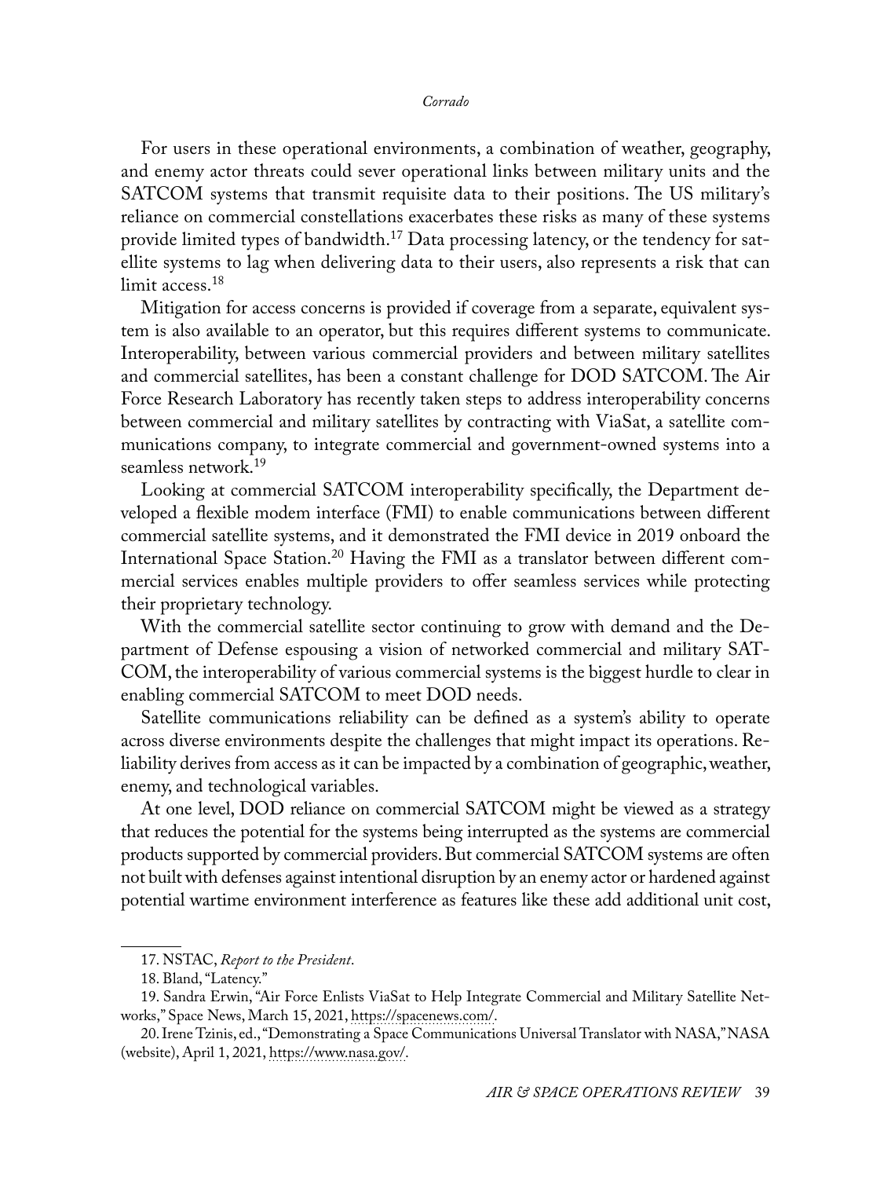For users in these operational environments, a combination of weather, geography, and enemy actor threats could sever operational links between military units and the SATCOM systems that transmit requisite data to their positions. The US military's reliance on commercial constellations exacerbates these risks as many of these systems provide limited types of bandwidth.[17] Data processing latency, or the tendency for satellite systems to lag when delivering data to their users, also represents a risk that can limit access.[18]

Mitigation for access concerns is provided if coverage from a separate, equivalent system is also available to an operator, but this requires different systems to communicate. Interoperability, between various commercial providers and between military satellites and commercial satellites, has been a constant challenge for DOD SATCOM. The Air Force Research Laboratory has recently taken steps to address interoperability concerns between commercial and military satellites by contracting with ViaSat, a satellite communications company, to integrate commercial and government-owned systems into a seamless network.[19]

Looking at commercial SATCOM interoperability specifically, the Department developed a flexible modem interface (FMI) to enable communications between different commercial satellite systems, and it demonstrated the FMI device in 2019 onboard the International Space Station.[20] Having the FMI as a translator between different commercial services enables multiple providers to offer seamless services while protecting their proprietary technology.

With the commercial satellite sector continuing to grow with demand and the Department of Defense espousing a vision of networked commercial and military SATCOM, the interoperability of various commercial systems is the biggest hurdle to clear in enabling commercial SATCOM to meet DOD needs.

Satellite communications reliability can be defined as a system's ability to operate across diverse environments despite the challenges that might impact its operations. Reliability derives from access as it can be impacted by a combination of geographic, weather, enemy, and technological variables.

At one level, DOD reliance on commercial SATCOM might be viewed as a strategy that reduces the potential for the systems being interrupted as the systems are commercial products supported by commercial providers. But commercial SATCOM systems are often not built with defenses against intentional disruption by an enemy actor or hardened against potential wartime environment interference as features like these add additional unit cost,

---

17. NSTAC, *Report to the President*.

18. Bland, "Latency."

19. Sandra Erwin, "Air Force Enlists ViaSat to Help Integrate Commercial and Military Satellite Networks," Space News, March 15, 2021, https://spacenews.com/.

20. Irene Tzinis, ed., "Demonstrating a Space Communications Universal Translator with NASA," NASA (website), April 1, 2021, https://www.nasa.gov/.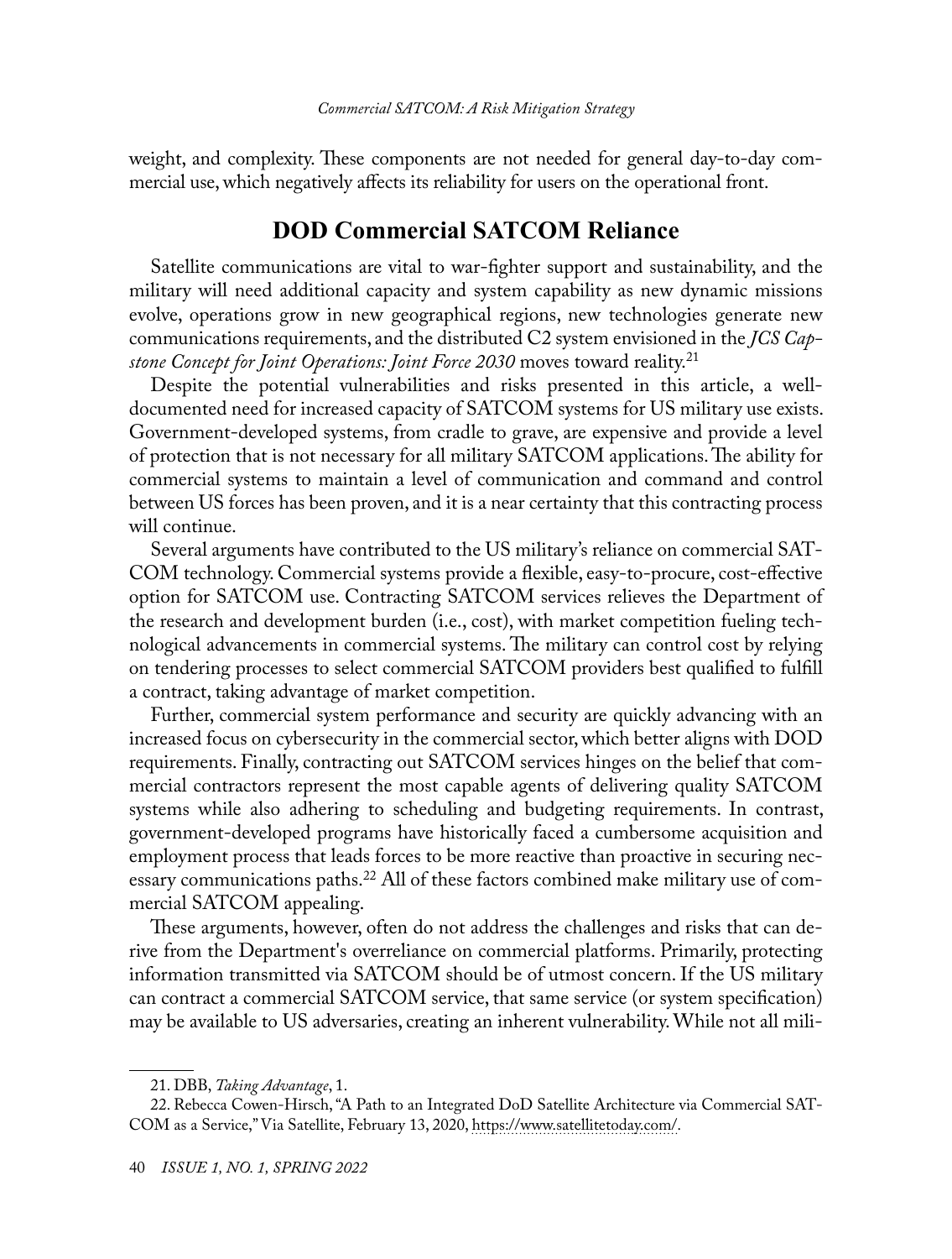weight, and complexity. These components are not needed for general day-to-day commercial use, which negatively affects its reliability for users on the operational front.

## DOD Commercial SATCOM Reliance

Satellite communications are vital to war-fighter support and sustainability, and the military will need additional capacity and system capability as new dynamic missions evolve, operations grow in new geographical regions, new technologies generate new communications requirements, and the distributed C2 system envisioned in the *JCS Capstone Concept for Joint Operations: Joint Force 2030* moves toward reality.[21]

Despite the potential vulnerabilities and risks presented in this article, a well-documented need for increased capacity of SATCOM systems for US military use exists. Government-developed systems, from cradle to grave, are expensive and provide a level of protection that is not necessary for all military SATCOM applications. The ability for commercial systems to maintain a level of communication and command and control between US forces has been proven, and it is a near certainty that this contracting process will continue.

Several arguments have contributed to the US military's reliance on commercial SATCOM technology. Commercial systems provide a flexible, easy-to-procure, cost-effective option for SATCOM use. Contracting SATCOM services relieves the Department of the research and development burden (i.e., cost), with market competition fueling technological advancements in commercial systems. The military can control cost by relying on tendering processes to select commercial SATCOM providers best qualified to fulfill a contract, taking advantage of market competition.

Further, commercial system performance and security are quickly advancing with an increased focus on cybersecurity in the commercial sector, which better aligns with DOD requirements. Finally, contracting out SATCOM services hinges on the belief that commercial contractors represent the most capable agents of delivering quality SATCOM systems while also adhering to scheduling and budgeting requirements. In contrast, government-developed programs have historically faced a cumbersome acquisition and employment process that leads forces to be more reactive than proactive in securing necessary communications paths.[22] All of these factors combined make military use of commercial SATCOM appealing.

These arguments, however, often do not address the challenges and risks that can derive from the Department's overreliance on commercial platforms. Primarily, protecting information transmitted via SATCOM should be of utmost concern. If the US military can contract a commercial SATCOM service, that same service (or system specification) may be available to US adversaries, creating an inherent vulnerability. While not all mili-

21. DBB, *Taking Advantage*, 1.

22. Rebecca Cowen-Hirsch, "A Path to an Integrated DoD Satellite Architecture via Commercial SATCOM as a Service," Via Satellite, February 13, 2020, https://www.satellitetoday.com/.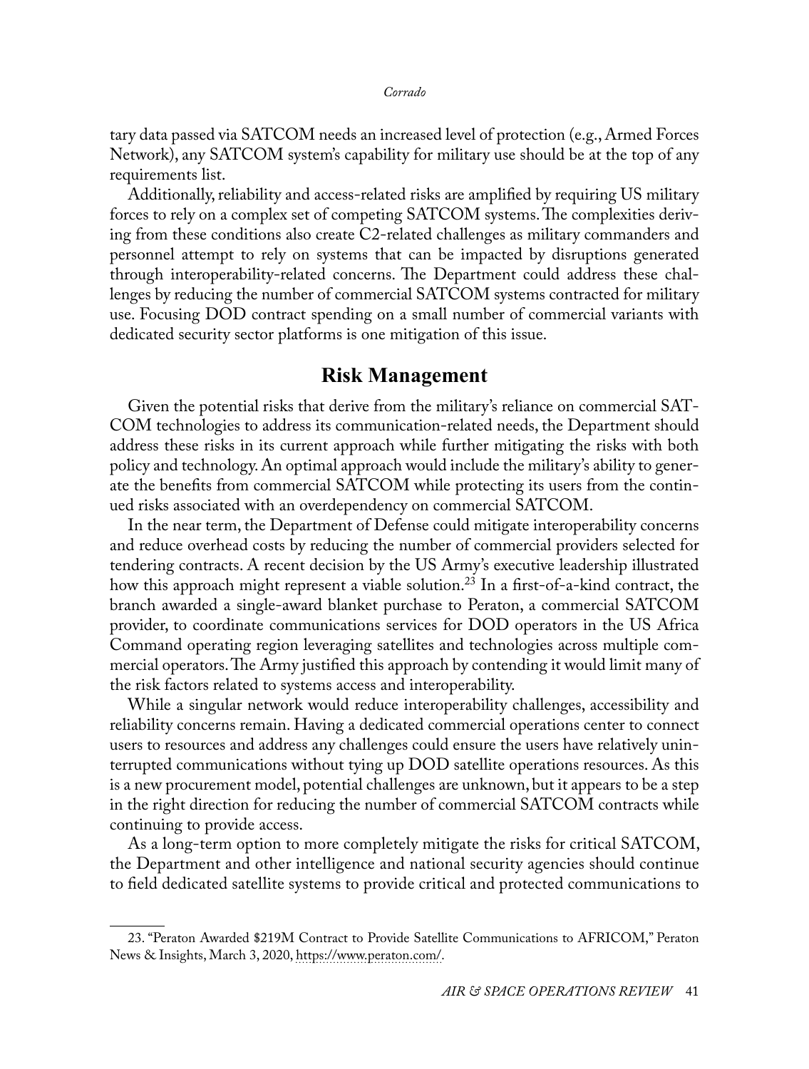tary data passed via SATCOM needs an increased level of protection (e.g., Armed Forces Network), any SATCOM system's capability for military use should be at the top of any requirements list.

Additionally, reliability and access-related risks are amplified by requiring US military forces to rely on a complex set of competing SATCOM systems. The complexities deriving from these conditions also create C2-related challenges as military commanders and personnel attempt to rely on systems that can be impacted by disruptions generated through interoperability-related concerns. The Department could address these challenges by reducing the number of commercial SATCOM systems contracted for military use. Focusing DOD contract spending on a small number of commercial variants with dedicated security sector platforms is one mitigation of this issue.

## Risk Management

Given the potential risks that derive from the military's reliance on commercial SATCOM technologies to address its communication-related needs, the Department should address these risks in its current approach while further mitigating the risks with both policy and technology. An optimal approach would include the military's ability to generate the benefits from commercial SATCOM while protecting its users from the continued risks associated with an overdependency on commercial SATCOM.

In the near term, the Department of Defense could mitigate interoperability concerns and reduce overhead costs by reducing the number of commercial providers selected for tendering contracts. A recent decision by the US Army's executive leadership illustrated how this approach might represent a viable solution.[23] In a first-of-a-kind contract, the branch awarded a single-award blanket purchase to Peraton, a commercial SATCOM provider, to coordinate communications services for DOD operators in the US Africa Command operating region leveraging satellites and technologies across multiple commercial operators. The Army justified this approach by contending it would limit many of the risk factors related to systems access and interoperability.

While a singular network would reduce interoperability challenges, accessibility and reliability concerns remain. Having a dedicated commercial operations center to connect users to resources and address any challenges could ensure the users have relatively uninterrupted communications without tying up DOD satellite operations resources. As this is a new procurement model, potential challenges are unknown, but it appears to be a step in the right direction for reducing the number of commercial SATCOM contracts while continuing to provide access.

As a long-term option to more completely mitigate the risks for critical SATCOM, the Department and other intelligence and national security agencies should continue to field dedicated satellite systems to provide critical and protected communications to

23. "Peraton Awarded $219M Contract to Provide Satellite Communications to AFRICOM," Peraton News & Insights, March 3, 2020, https://www.peraton.com/.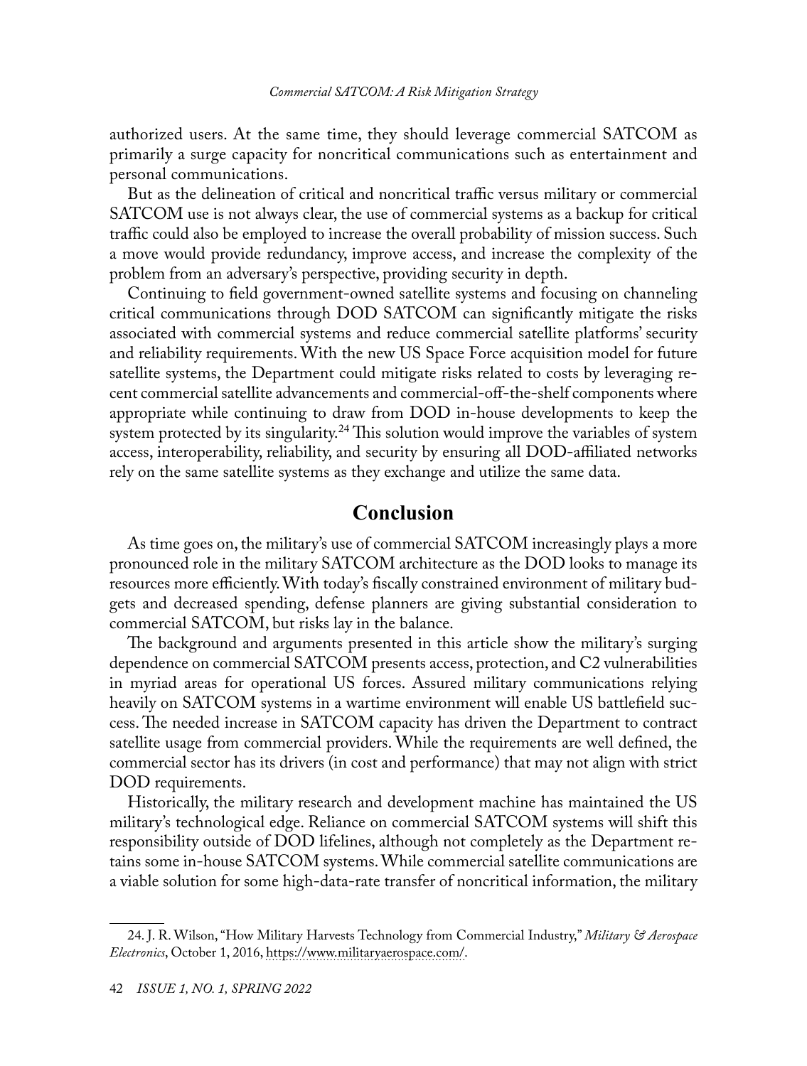authorized users. At the same time, they should leverage commercial SATCOM as primarily a surge capacity for noncritical communications such as entertainment and personal communications.

But as the delineation of critical and noncritical traffic versus military or commercial SATCOM use is not always clear, the use of commercial systems as a backup for critical traffic could also be employed to increase the overall probability of mission success. Such a move would provide redundancy, improve access, and increase the complexity of the problem from an adversary's perspective, providing security in depth.

Continuing to field government-owned satellite systems and focusing on channeling critical communications through DOD SATCOM can significantly mitigate the risks associated with commercial systems and reduce commercial satellite platforms' security and reliability requirements. With the new US Space Force acquisition model for future satellite systems, the Department could mitigate risks related to costs by leveraging recent commercial satellite advancements and commercial-off-the-shelf components where appropriate while continuing to draw from DOD in-house developments to keep the system protected by its singularity.[24] This solution would improve the variables of system access, interoperability, reliability, and security by ensuring all DOD-affiliated networks rely on the same satellite systems as they exchange and utilize the same data.

## Conclusion

As time goes on, the military's use of commercial SATCOM increasingly plays a more pronounced role in the military SATCOM architecture as the DOD looks to manage its resources more efficiently. With today's fiscally constrained environment of military budgets and decreased spending, defense planners are giving substantial consideration to commercial SATCOM, but risks lay in the balance.

The background and arguments presented in this article show the military's surging dependence on commercial SATCOM presents access, protection, and C2 vulnerabilities in myriad areas for operational US forces. Assured military communications relying heavily on SATCOM systems in a wartime environment will enable US battlefield success. The needed increase in SATCOM capacity has driven the Department to contract satellite usage from commercial providers. While the requirements are well defined, the commercial sector has its drivers (in cost and performance) that may not align with strict DOD requirements.

Historically, the military research and development machine has maintained the US military's technological edge. Reliance on commercial SATCOM systems will shift this responsibility outside of DOD lifelines, although not completely as the Department retains some in-house SATCOM systems. While commercial satellite communications are a viable solution for some high-data-rate transfer of noncritical information, the military

---

24. J. R. Wilson, "How Military Harvests Technology from Commercial Industry," *Military & Aerospace Electronics*, October 1, 2016, https://www.militaryaerospace.com/.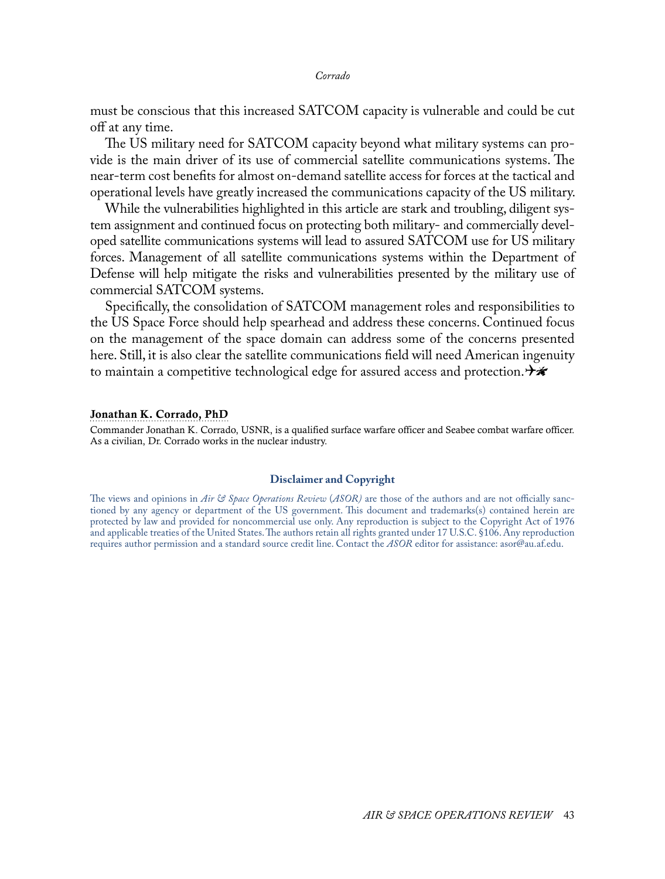must be conscious that this increased SATCOM capacity is vulnerable and could be cut off at any time.

The US military need for SATCOM capacity beyond what military systems can provide is the main driver of its use of commercial satellite communications systems. The near-term cost benefits for almost on-demand satellite access for forces at the tactical and operational levels have greatly increased the communications capacity of the US military.

While the vulnerabilities highlighted in this article are stark and troubling, diligent system assignment and continued focus on protecting both military- and commercially developed satellite communications systems will lead to assured SATCOM use for US military forces. Management of all satellite communications systems within the Department of Defense will help mitigate the risks and vulnerabilities presented by the military use of commercial SATCOM systems.

Specifically, the consolidation of SATCOM management roles and responsibilities to the US Space Force should help spearhead and address these concerns. Continued focus on the management of the space domain can address some of the concerns presented here. Still, it is also clear the satellite communications field will need American ingenuity to maintain a competitive technological edge for assured access and protection.

**Jonathan K. Corrado, PhD**

Commander Jonathan K. Corrado, USNR, is a qualified surface warfare officer and Seabee combat warfare officer. As a civilian, Dr. Corrado works in the nuclear industry.

### Disclaimer and Copyright

The views and opinions in *Air & Space Operations Review* (*ASOR)* are those of the authors and are not officially sanctioned by any agency or department of the US government. This document and trademarks(s) contained herein are protected by law and provided for noncommercial use only. Any reproduction is subject to the Copyright Act of 1976 and applicable treaties of the United States. The authors retain all rights granted under 17 U.S.C. §106. Any reproduction requires author permission and a standard source credit line. Contact the *ASOR* editor for assistance: asor@au.af.edu.